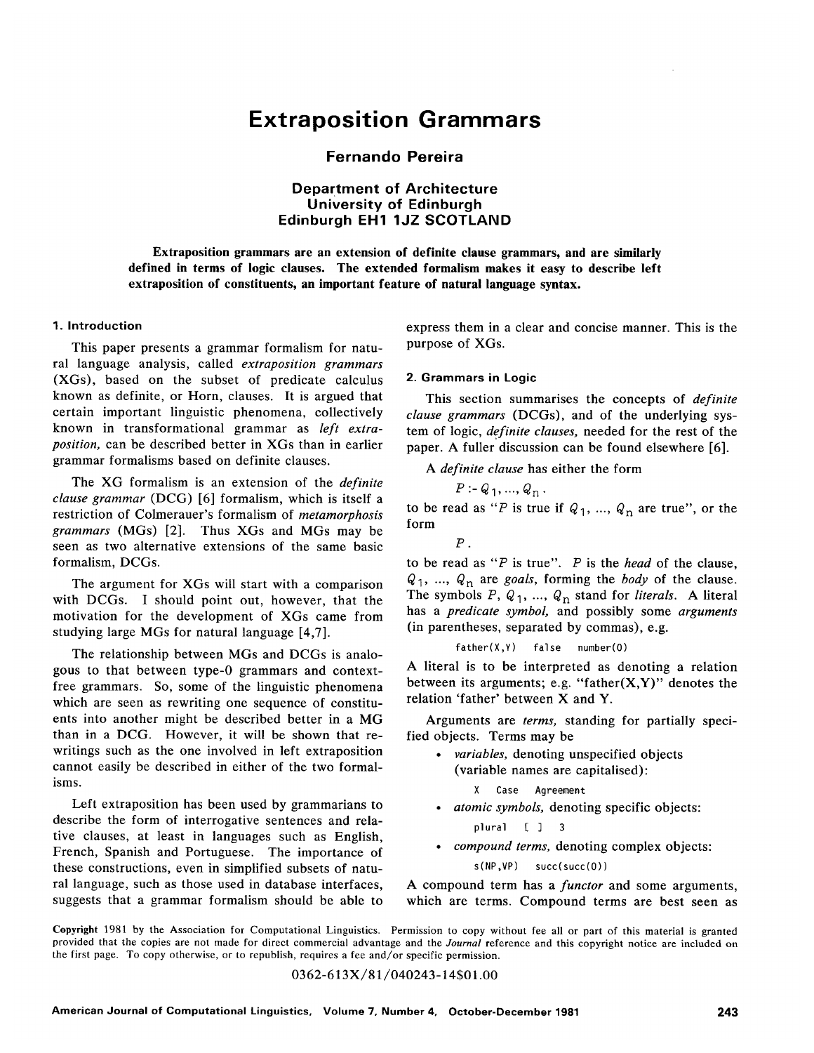# Extraposition Grammars

**Fernando Pereira**

**Department of Architecture**
**University of Edinburgh**
**Edinburgh EH1 1JZ SCOTLAND**

**Extraposition grammars are an extension of definite clause grammars, and are similarly defined in terms of logic clauses. The extended formalism makes it easy to describe left extraposition of constituents, an important feature of natural language syntax.**

## 1. Introduction

This paper presents a grammar formalism for natural language analysis, called *extraposition grammars* (XGs), based on the subset of predicate calculus known as definite, or Horn, clauses. It is argued that certain important linguistic phenomena, collectively known in transformational grammar as *left extraposition,* can be described better in XGs than in earlier grammar formalisms based on definite clauses.

The XG formalism is an extension of the *definite clause grammar* (DCG) [6] formalism, which is itself a restriction of Colmerauer's formalism of *metamorphosis grammars* (MGs) [2]. Thus XGs and MGs may be seen as two alternative extensions of the same basic formalism, DCGs.

The argument for XGs will start with a comparison with DCGs. I should point out, however, that the motivation for the development of XGs came from studying large MGs for natural language [4,7].

The relationship between MGs and DCGs is analogous to that between type-0 grammars and context-free grammars. So, some of the linguistic phenomena which are seen as rewriting one sequence of constituents into another might be described better in a MG than in a DCG. However, it will be shown that rewritings such as the one involved in left extraposition cannot easily be described in either of the two formalisms.

Left extraposition has been used by grammarians to describe the form of interrogative sentences and relative clauses, at least in languages such as English, French, Spanish and Portuguese. The importance of these constructions, even in simplified subsets of natural language, such as those used in database interfaces, suggests that a grammar formalism should be able to express them in a clear and concise manner. This is the purpose of XGs.

## 2. Grammars in Logic

This section summarises the concepts of *definite clause grammars* (DCGs), and of the underlying system of logic, *definite clauses,* needed for the rest of the paper. A fuller discussion can be found elsewhere [6].

A *definite clause* has either the form

$$P :- Q_1, ..., Q_n .$$

to be read as "$P$ is true if $Q_1$, ..., $Q_n$ are true", or the form

$$P .$$

to be read as "$P$ is true". $P$ is the *head* of the clause, $Q_1$, ..., $Q_n$ are *goals,* forming the *body* of the clause. The symbols $P$, $Q_1$, ..., $Q_n$ stand for *literals*. A literal has a *predicate symbol,* and possibly some *arguments* (in parentheses, separated by commas), e.g.

```
father(X,Y)   false   number(0)
```

A literal is to be interpreted as denoting a relation between its arguments; e.g. "father(X,Y)" denotes the relation 'father' between X and Y.

Arguments are *terms,* standing for partially specified objects. Terms may be

- *variables,* denoting unspecified objects (variable names are capitalised):

  ```
  X   Case   Agreement
  ```

- *atomic symbols,* denoting specific objects:

  ```
  plural   [ ]   3
  ```

- *compound terms,* denoting complex objects:

  ```
  s(NP,VP)   succ(succ(0))
  ```

A compound term has a *functor* and some arguments, which are terms. Compound terms are best seen as

**Copyright** 1981 by the Association for Computational Linguistics. Permission to copy without fee all or part of this material is granted provided that the copies are not made for direct commercial advantage and the *Journal* reference and this copyright notice are included on the first page. To copy otherwise, or to republish, requires a fee and/or specific permission.

0362-613X/81/040243-14$01.00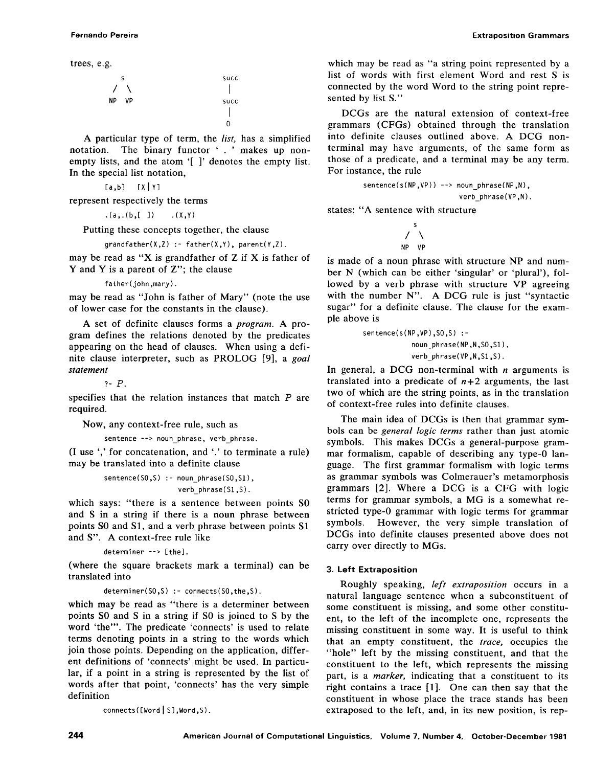trees, e.g.

```
    s              succ
   / \              |
  NP  VP           succ
                    |
                    0
```

A particular type of term, the *list*, has a simplified notation. The binary functor ' . ' makes up non-empty lists, and the atom '[ ]' denotes the empty list. In the special list notation,

```
[a,b]   [X|Y]
```

represent respectively the terms

```
.(a,.(b,[ ])    .(X,Y)
```

Putting these concepts together, the clause

```
grandfather(X,Z) :- father(X,Y), parent(Y,Z).
```

may be read as "X is grandfather of Z if X is father of Y and Y is a parent of Z"; the clause

```
father(john,mary).
```

may be read as "John is father of Mary" (note the use of lower case for the constants in the clause).

A set of definite clauses forms a *program*. A program defines the relations denoted by the predicates appearing on the head of clauses. When using a definite clause interpreter, such as PROLOG [9], a *goal statement*

```
?- P.
```

specifies that the relation instances that match *P* are required.

Now, any context-free rule, such as

```
sentence --> noun_phrase, verb_phrase.
```

(I use ',' for concatenation, and '.' to terminate a rule) may be translated into a definite clause

```
sentence(S0,S) :- noun_phrase(S0,S1),
                  verb_phrase(S1,S).
```

which says: "there is a sentence between points S0 and S in a string if there is a noun phrase between points S0 and S1, and a verb phrase between points S1 and S". A context-free rule like

```
determiner --> [the].
```

(where the square brackets mark a terminal) can be translated into

```
determiner(S0,S) :- connects(S0,the,S).
```

which may be read as "there is a determiner between points S0 and S in a string if S0 is joined to S by the word 'the'". The predicate 'connects' is used to relate terms denoting points in a string to the words which join those points. Depending on the application, different definitions of 'connects' might be used. In particular, if a point in a string is represented by the list of words after that point, 'connects' has the very simple definition

```
connects([Word|S],Word,S).
```

which may be read as "a string point represented by a list of words with first element Word and rest S is connected by the word Word to the string point represented by list S."

DCGs are the natural extension of context-free grammars (CFGs) obtained through the translation into definite clauses outlined above. A DCG non-terminal may have arguments, of the same form as those of a predicate, and a terminal may be any term. For instance, the rule

```
sentence(s(NP,VP)) --> noun_phrase(NP,N),
                       verb_phrase(VP,N).
```

states: "A sentence with structure

```
    s
   / \
  NP  VP
```

is made of a noun phrase with structure NP and number N (which can be either 'singular' or 'plural'), followed by a verb phrase with structure VP agreeing with the number N". A DCG rule is just "syntactic sugar" for a definite clause. The clause for the example above is

```
sentence(s(NP,VP),S0,S) :-
        noun_phrase(NP,N,S0,S1),
        verb_phrase(VP,N,S1,S).
```

In general, a DCG non-terminal with $n$ arguments is translated into a predicate of $n+2$ arguments, the last two of which are the string points, as in the translation of context-free rules into definite clauses.

The main idea of DCGs is then that grammar symbols can be *general logic terms* rather than just atomic symbols. This makes DCGs a general-purpose grammar formalism, capable of describing any type-0 language. The first grammar formalism with logic terms as grammar symbols was Colmerauer's metamorphosis grammars [2]. Where a DCG is a CFG with logic terms for grammar symbols, a MG is a somewhat restricted type-0 grammar with logic terms for grammar symbols. However, the very simple translation of DCGs into definite clauses presented above does not carry over directly to MGs.

### 3. Left Extraposition

Roughly speaking, *left extraposition* occurs in a natural language sentence when a subconstituent of some constituent is missing, and some other constituent, to the left of the incomplete one, represents the missing constituent in some way. It is useful to think that an empty constituent, the *trace*, occupies the "hole" left by the missing constituent, and that the constituent to the left, which represents the missing part, is a *marker*, indicating that a constituent to its right contains a trace [1]. One can then say that the constituent in whose place the trace stands has been extraposed to the left, and, in its new position, is rep-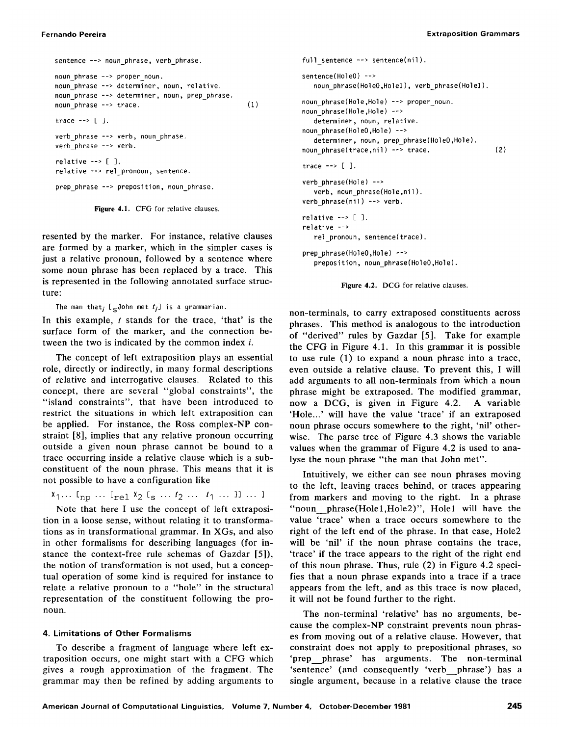```
sentence --> noun_phrase, verb_phrase.

noun_phrase --> proper_noun.
noun_phrase --> determiner, noun, relative.
noun_phrase --> determiner, noun, prep_phrase.
noun_phrase --> trace.                              (1)

trace --> [ ].

verb_phrase --> verb, noun_phrase.
verb_phrase --> verb.

relative --> [ ].
relative --> rel_pronoun, sentence.

prep_phrase --> preposition, noun_phrase.
```

**Figure 4.1.** CFG for relative clauses.

resented by the marker. For instance, relative clauses are formed by a marker, which in the simpler cases is just a relative pronoun, followed by a sentence where some noun phrase has been replaced by a trace. This is represented in the following annotated surface structure:

The man that$_i$ [$_S$John met $t_i$] is a grammarian.

In this example, $t$ stands for the trace, 'that' is the surface form of the marker, and the connection between the two is indicated by the common index $i$.

The concept of left extraposition plays an essential role, directly or indirectly, in many formal descriptions of relative and interrogative clauses. Related to this concept, there are several "global constraints", the "island constraints", that have been introduced to restrict the situations in which left extraposition can be applied. For instance, the Ross complex-NP constraint [8], implies that any relative pronoun occurring outside a given noun phrase cannot be bound to a trace occurring inside a relative clause which is a subconstituent of the noun phrase. This means that it is not possible to have a configuration like

$X_1 \ldots [_{np} \ldots [_{rel}\ X_2\ [_s \ldots t_2 \ldots\ t_1 \ldots ]] \ldots ]$

Note that here I use the concept of left extraposition in a loose sense, without relating it to transformations as in transformational grammar. In XGs, and also in other formalisms for describing languages (for instance the context-free rule schemas of Gazdar [5]), the notion of transformation is not used, but a conceptual operation of some kind is required for instance to relate a relative pronoun to a "hole" in the structural representation of the constituent following the pronoun.

## 4. Limitations of Other Formalisms

To describe a fragment of language where left extraposition occurs, one might start with a CFG which gives a rough approximation of the fragment. The grammar may then be refined by adding arguments to

```
full_sentence --> sentence(nil).

sentence(Hole0) -->
   noun_phrase(Hole0,Hole1), verb_phrase(Hole1).

noun_phrase(Hole,Hole) --> proper_noun.
noun_phrase(Hole,Hole) -->
   determiner, noun, relative.
noun_phrase(Hole0,Hole) -->
   determiner, noun, prep_phrase(Hole0,Hole).
noun_phrase(trace,nil) --> trace.                  (2)

trace --> [ ].

verb_phrase(Hole) -->
   verb, noun_phrase(Hole,nil).
verb_phrase(nil) --> verb.

relative --> [ ].
relative -->
   rel_pronoun, sentence(trace).

prep_phrase(Hole0,Hole) -->
   preposition, noun_phrase(Hole0,Hole).
```

**Figure 4.2.** DCG for relative clauses.

non-terminals, to carry extraposed constituents across phrases. This method is analogous to the introduction of "derived" rules by Gazdar [5]. Take for example the CFG in Figure 4.1. In this grammar it is possible to use rule (1) to expand a noun phrase into a trace, even outside a relative clause. To prevent this, I will add arguments to all non-terminals from which a noun phrase might be extraposed. The modified grammar, now a DCG, is given in Figure 4.2. A variable 'Hole...' will have the value 'trace' if an extraposed noun phrase occurs somewhere to the right, 'nil' otherwise. The parse tree of Figure 4.3 shows the variable values when the grammar of Figure 4.2 is used to analyse the noun phrase "the man that John met".

Intuitively, we either can see noun phrases moving to the left, leaving traces behind, or traces appearing from markers and moving to the right. In a phrase "noun_phrase(Hole1,Hole2)", Hole1 will have the value 'trace' when a trace occurs somewhere to the right of the left end of the phrase. In that case, Hole2 will be 'nil' if the noun phrase contains the trace, 'trace' if the trace appears to the right of the right end of this noun phrase. Thus, rule (2) in Figure 4.2 specifies that a noun phrase expands into a trace if a trace appears from the left, and as this trace is now placed, it will not be found further to the right.

The non-terminal 'relative' has no arguments, because the complex-NP constraint prevents noun phrases from moving out of a relative clause. However, that constraint does not apply to prepositional phrases, so 'prep_phrase' has arguments. The non-terminal 'sentence' (and consequently 'verb_phrase') has a single argument, because in a relative clause the trace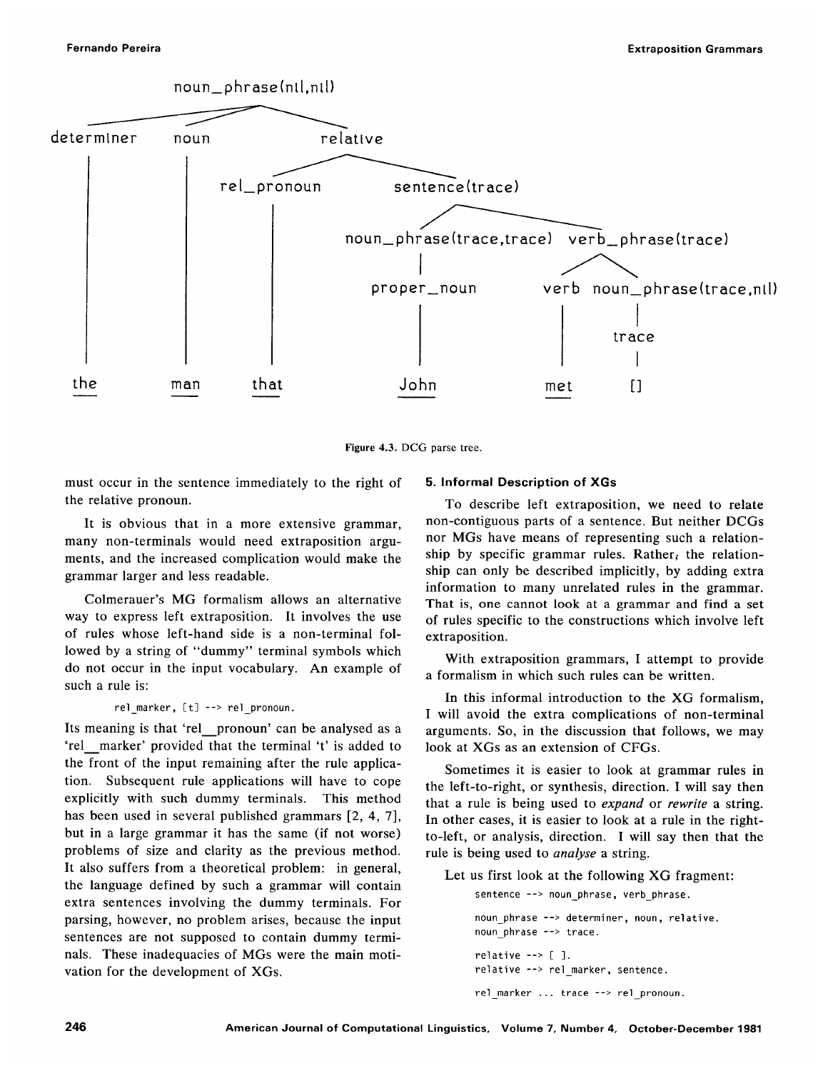Figure 4.3. DCG parse tree.

must occur in the sentence immediately to the right of the relative pronoun.

It is obvious that in a more extensive grammar, many non-terminals would need extraposition arguments, and the increased complication would make the grammar larger and less readable.

Colmerauer's MG formalism allows an alternative way to express left extraposition. It involves the use of rules whose left-hand side is a non-terminal followed by a string of "dummy" terminal symbols which do not occur in the input vocabulary. An example of such a rule is:

```
rel_marker, [t] --> rel_pronoun.
```

Its meaning is that 'rel_pronoun' can be analysed as a 'rel_marker' provided that the terminal 't' is added to the front of the input remaining after the rule application. Subsequent rule applications will have to cope explicitly with such dummy terminals. This method has been used in several published grammars [2, 4, 7], but in a large grammar it has the same (if not worse) problems of size and clarity as the previous method. It also suffers from a theoretical problem: in general, the language defined by such a grammar will contain extra sentences involving the dummy terminals. For parsing, however, no problem arises, because the input sentences are not supposed to contain dummy terminals. These inadequacies of MGs were the main motivation for the development of XGs.

## 5. Informal Description of XGs

To describe left extraposition, we need to relate non-contiguous parts of a sentence. But neither DCGs nor MGs have means of representing such a relationship by specific grammar rules. Rather, the relationship can only be described implicitly, by adding extra information to many unrelated rules in the grammar. That is, one cannot look at a grammar and find a set of rules specific to the constructions which involve left extraposition.

With extraposition grammars, I attempt to provide a formalism in which such rules can be written.

In this informal introduction to the XG formalism, I will avoid the extra complications of non-terminal arguments. So, in the discussion that follows, we may look at XGs as an extension of CFGs.

Sometimes it is easier to look at grammar rules in the left-to-right, or synthesis, direction. I will say then that a rule is being used to *expand* or *rewrite* a string. In other cases, it is easier to look at a rule in the right-to-left, or analysis, direction. I will say then that the rule is being used to *analyse* a string.

Let us first look at the following XG fragment:

```
sentence --> noun_phrase, verb_phrase.

noun_phrase --> determiner, noun, relative.
noun_phrase --> trace.

relative --> [ ].
relative --> rel_marker, sentence.

rel_marker ... trace --> rel_pronoun.
```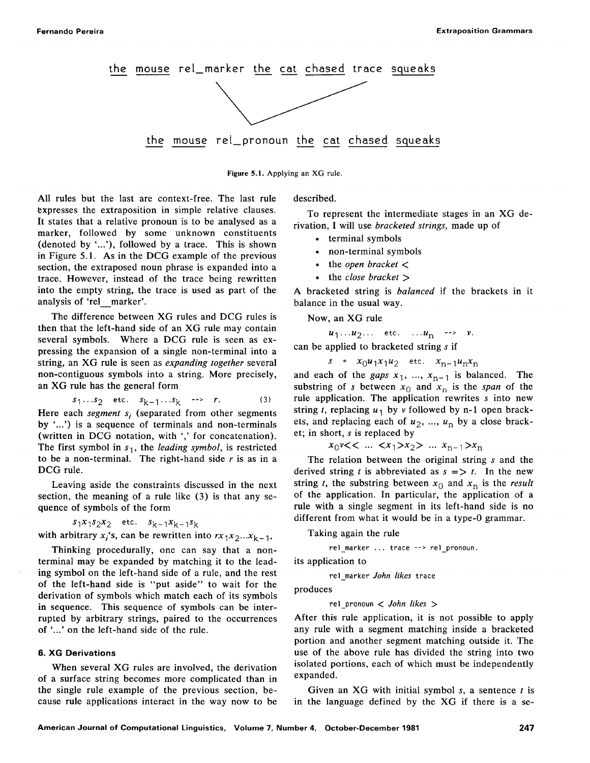the mouse rel_marker the cat chased trace squeaks

the mouse rel_pronoun the cat chased squeaks

**Figure 5.1.** Applying an XG rule.

All rules but the last are context-free. The last rule expresses the extraposition in simple relative clauses. It states that a relative pronoun is to be analysed as a marker, followed by some unknown constituents (denoted by '...'), followed by a trace. This is shown in Figure 5.1. As in the DCG example of the previous section, the extraposed noun phrase is expanded into a trace. However, instead of the trace being rewritten into the empty string, the trace is used as part of the analysis of 'rel_marker'.

The difference between XG rules and DCG rules is then that the left-hand side of an XG rule may contain several symbols. Where a DCG rule is seen as expressing the expansion of a single non-terminal into a string, an XG rule is seen as *expanding together* several non-contiguous symbols into a string. More precisely, an XG rule has the general form

$$s_1 \ldots s_2 \quad \text{etc.} \quad s_{k-1} \ldots s_k \quad \text{-->} \quad r. \qquad (3)$$

Here each *segment* $s_i$ (separated from other segments by '...') is a sequence of terminals and non-terminals (written in DCG notation, with ',' for concatenation). The first symbol in $s_1$, the *leading symbol*, is restricted to be a non-terminal. The right-hand side $r$ is as in a DCG rule.

Leaving aside the constraints discussed in the next section, the meaning of a rule like (3) is that any sequence of symbols of the form

$$s_1 x_1 s_2 x_2 \quad \text{etc.} \quad s_{k-1} x_{k-1} s_k$$

with arbitrary $x_i$'s, can be rewritten into $r x_1 x_2 \ldots x_{k-1}$.

Thinking procedurally, one can say that a non-terminal may be expanded by matching it to the leading symbol on the left-hand side of a rule, and the rest of the left-hand side is "put aside" to wait for the derivation of symbols which match each of its symbols in sequence. This sequence of symbols can be interrupted by arbitrary strings, paired to the occurrences of '...' on the left-hand side of the rule.

## 6. XG Derivations

When several XG rules are involved, the derivation of a surface string becomes more complicated than in the single rule example of the previous section, because rule applications interact in the way now to be described.

To represent the intermediate stages in an XG derivation, I will use *bracketed strings*, made up of

- terminal symbols
- non-terminal symbols
- the *open bracket* <
- the *close bracket* >

A bracketed string is *balanced* if the brackets in it balance in the usual way.

Now, an XG rule

$$u_1 \ldots u_2 \ldots \quad \text{etc.} \quad \ldots u_n \quad \text{-->} \quad v.$$

can be applied to bracketed string $s$ if

$$s \;=\; x_0 u_1 x_1 u_2 \quad \text{etc.} \quad x_{n-1} u_n x_n$$

and each of the *gaps* $x_1, \ldots, x_{n-1}$ is balanced. The substring of $s$ between $x_0$ and $x_n$ is the *span* of the rule application. The application rewrites $s$ into new string $t$, replacing $u_1$ by $v$ followed by n-1 open brackets, and replacing each of $u_2, \ldots, u_n$ by a close bracket; in short, $s$ is replaced by

$$x_0 v << \ldots <x_1>x_2> \ldots x_{n-1}>x_n$$

The relation between the original string $s$ and the derived string $t$ is abbreviated as $s \Rightarrow t$. In the new string $t$, the substring between $x_0$ and $x_n$ is the *result* of the application. In particular, the application of a rule with a single segment in its left-hand side is no different from what it would be in a type-0 grammar.

Taking again the rule

```
rel_marker ... trace --> rel_pronoun.
```

its application to

rel_marker *John likes* trace

produces

rel_pronoun < *John likes* >

After this rule application, it is not possible to apply any rule with a segment matching inside a bracketed portion and another segment matching outside it. The use of the above rule has divided the string into two isolated portions, each of which must be independently expanded.

Given an XG with initial symbol $s$, a sentence $t$ is in the language defined by the XG if there is a se-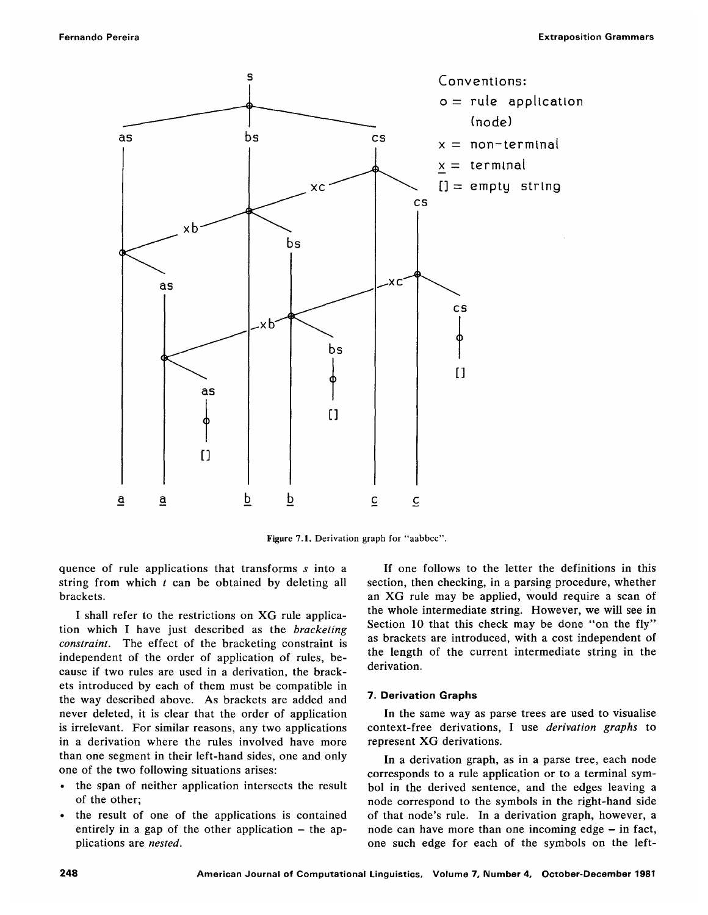Figure 7.1. Derivation graph for "aabbcc".

quence of rule applications that transforms *s* into a string from which *t* can be obtained by deleting all brackets.

I shall refer to the restrictions on XG rule application which I have just described as the *bracketing constraint*. The effect of the bracketing constraint is independent of the order of application of rules, because if two rules are used in a derivation, the brackets introduced by each of them must be compatible in the way described above. As brackets are added and never deleted, it is clear that the order of application is irrelevant. For similar reasons, any two applications in a derivation where the rules involved have more than one segment in their left-hand sides, one and only one of the two following situations arises:

- the span of neither application intersects the result of the other;
- the result of one of the applications is contained entirely in a gap of the other application – the applications are *nested*.

If one follows to the letter the definitions in this section, then checking, in a parsing procedure, whether an XG rule may be applied, would require a scan of the whole intermediate string. However, we will see in Section 10 that this check may be done "on the fly" as brackets are introduced, with a cost independent of the length of the current intermediate string in the derivation.

### 7. Derivation Graphs

In the same way as parse trees are used to visualise context-free derivations, I use *derivation graphs* to represent XG derivations.

In a derivation graph, as in a parse tree, each node corresponds to a rule application or to a terminal symbol in the derived sentence, and the edges leaving a node correspond to the symbols in the right-hand side of that node's rule. In a derivation graph, however, a node can have more than one incoming edge – in fact, one such edge for each of the symbols on the left-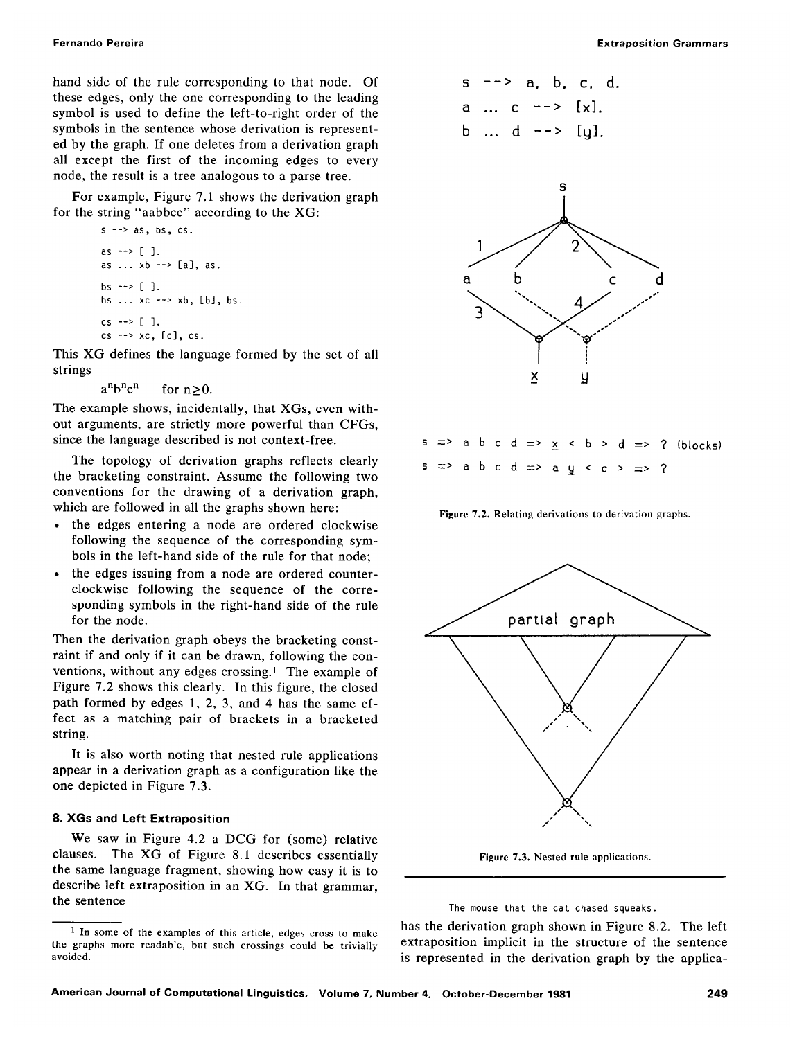hand side of the rule corresponding to that node. Of these edges, only the one corresponding to the leading symbol is used to define the left-to-right order of the symbols in the sentence whose derivation is represented by the graph. If one deletes from a derivation graph all except the first of the incoming edges to every node, the result is a tree analogous to a parse tree.

For example, Figure 7.1 shows the derivation graph for the string "aabbcc" according to the XG:

```
s --> as, bs, cs.

as --> [ ].
as ... xb --> [a], as.

bs --> [ ].
bs ... xc --> xb, [b], bs.

cs --> [ ].
cs --> xc, [c], cs.
```

This XG defines the language formed by the set of all strings

$a^n b^n c^n \quad$ for $n \geq 0$.

The example shows, incidentally, that XGs, even without arguments, are strictly more powerful than CFGs, since the language described is not context-free.

The topology of derivation graphs reflects clearly the bracketing constraint. Assume the following two conventions for the drawing of a derivation graph, which are followed in all the graphs shown here:

- the edges entering a node are ordered clockwise following the sequence of the corresponding symbols in the left-hand side of the rule for that node;
- the edges issuing from a node are ordered counterclockwise following the sequence of the corresponding symbols in the right-hand side of the rule for the node.

Then the derivation graph obeys the bracketing constraint if and only if it can be drawn, following the conventions, without any edges crossing.[1] The example of Figure 7.2 shows this clearly. In this figure, the closed path formed by edges 1, 2, 3, and 4 has the same effect as a matching pair of brackets in a bracketed string.

It is also worth noting that nested rule applications appear in a derivation graph as a configuration like the one depicted in Figure 7.3.

```
s --> a, b, c, d.
a ... c --> [x].
b ... d --> [y].
```

```
s => a b c d => x < b > d => ? (blocks)
s => a b c d => a y < c > => ?
```

Figure 7.2. Relating derivations to derivation graphs.

Figure 7.3. Nested rule applications.

## 8. XGs and Left Extraposition

We saw in Figure 4.2 a DCG for (some) relative clauses. The XG of Figure 8.1 describes essentially the same language fragment, showing how easy it is to describe left extraposition in an XG. In that grammar, the sentence

```
The mouse that the cat chased squeaks.
```

has the derivation graph shown in Figure 8.2. The left extraposition implicit in the structure of the sentence is represented in the derivation graph by the applica-

[1] In some of the examples of this article, edges cross to make the graphs more readable, but such crossings could be trivially avoided.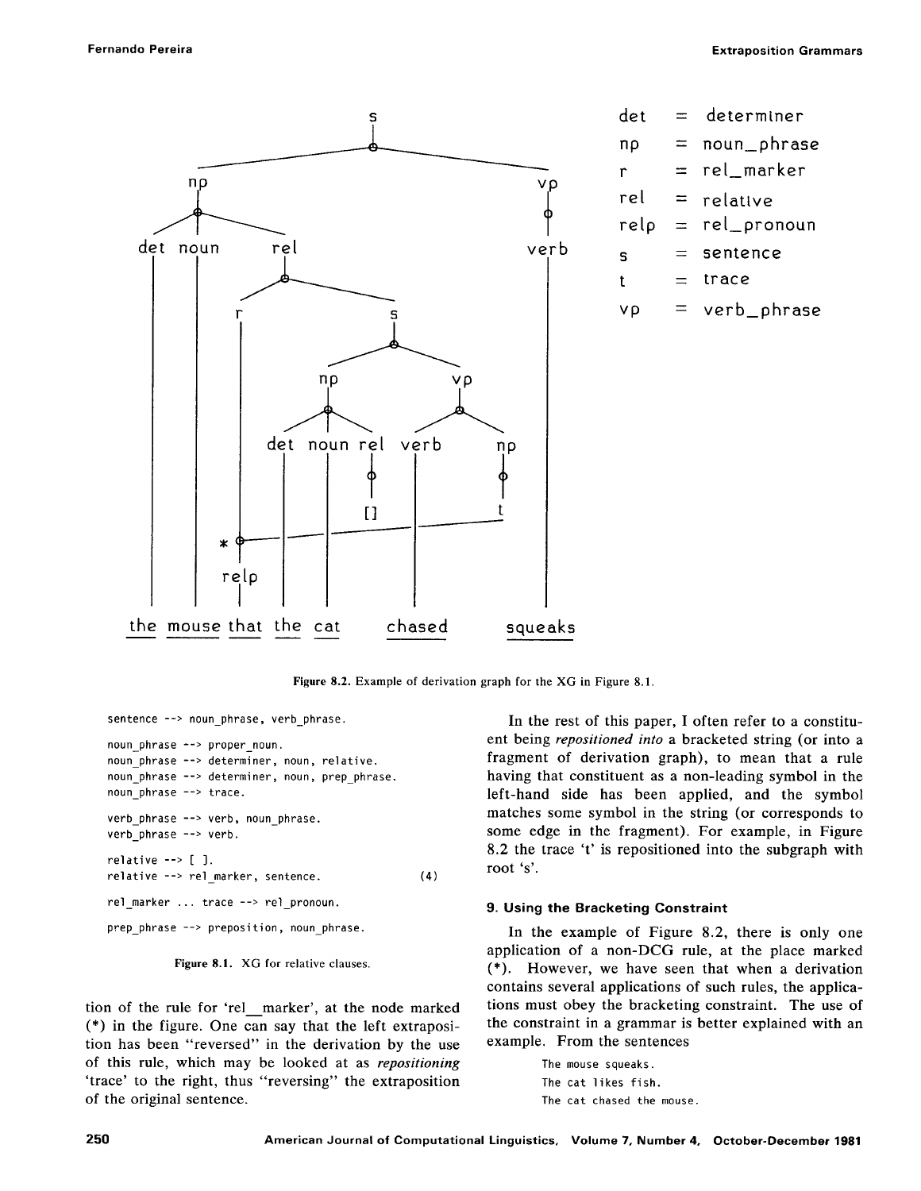det = determiner
np = noun_phrase
r = rel_marker
rel = relative
relp = rel_pronoun
s = sentence
t = trace
vp = verb_phrase

the mouse that the cat chased squeaks

Figure 8.2. Example of derivation graph for the XG in Figure 8.1.

```
sentence --> noun_phrase, verb_phrase.

noun_phrase --> proper_noun.
noun_phrase --> determiner, noun, relative.
noun_phrase --> determiner, noun, prep_phrase.
noun_phrase --> trace.

verb_phrase --> verb, noun_phrase.
verb_phrase --> verb.

relative --> [ ].
relative --> rel_marker, sentence.                (4)

rel_marker ... trace --> rel_pronoun.

prep_phrase --> preposition, noun_phrase.
```

Figure 8.1. XG for relative clauses.

tion of the rule for 'rel_marker', at the node marked (*) in the figure. One can say that the left extraposition has been "reversed" in the derivation by the use of this rule, which may be looked at as *repositioning* 'trace' to the right, thus "reversing" the extraposition of the original sentence.

In the rest of this paper, I often refer to a constituent being *repositioned into* a bracketed string (or into a fragment of derivation graph), to mean that a rule having that constituent as a non-leading symbol in the left-hand side has been applied, and the symbol matches some symbol in the string (or corresponds to some edge in the fragment). For example, in Figure 8.2 the trace 't' is repositioned into the subgraph with root 's'.

## 9. Using the Bracketing Constraint

In the example of Figure 8.2, there is only one application of a non-DCG rule, at the place marked (*). However, we have seen that when a derivation contains several applications of such rules, the applications must obey the bracketing constraint. The use of the constraint in a grammar is better explained with an example. From the sentences

```
The mouse squeaks.
The cat likes fish.
The cat chased the mouse.
```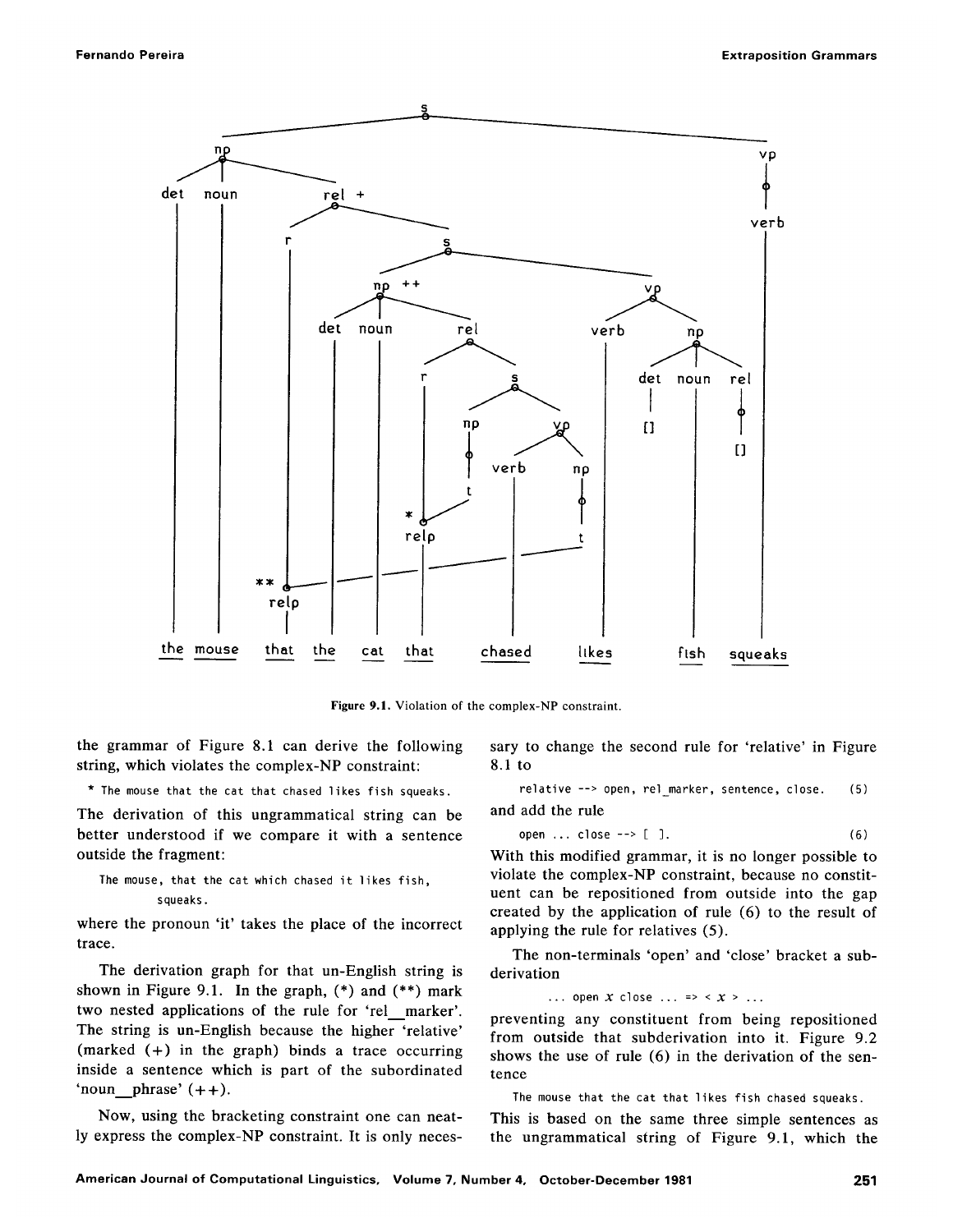Figure 9.1. Violation of the complex-NP constraint.

the grammar of Figure 8.1 can derive the following string, which violates the complex-NP constraint:

```
* The mouse that the cat that chased likes fish squeaks.
```

The derivation of this ungrammatical string can be better understood if we compare it with a sentence outside the fragment:

```
The mouse, that the cat which chased it likes fish,
        squeaks.
```

where the pronoun 'it' takes the place of the incorrect trace.

The derivation graph for that un-English string is shown in Figure 9.1. In the graph, (*) and (**) mark two nested applications of the rule for 'rel_marker'. The string is un-English because the higher 'relative' (marked (+) in the graph) binds a trace occurring inside a sentence which is part of the subordinated 'noun_phrase' (++).

Now, using the bracketing constraint one can neatly express the complex-NP constraint. It is only necessary to change the second rule for 'relative' in Figure 8.1 to

```
relative --> open, rel_marker, sentence, close.    (5)
```

and add the rule

```
open ... close --> [ ].                            (6)
```

With this modified grammar, it is no longer possible to violate the complex-NP constraint, because no constituent can be repositioned from outside into the gap created by the application of rule (6) to the result of applying the rule for relatives (5).

The non-terminals 'open' and 'close' bracket a subderivation

```
... open X close ... => < X > ...
```

preventing any constituent from being repositioned from outside that subderivation into it. Figure 9.2 shows the use of rule (6) in the derivation of the sentence

```
The mouse that the cat that likes fish chased squeaks.
```

This is based on the same three simple sentences as the ungrammatical string of Figure 9.1, which the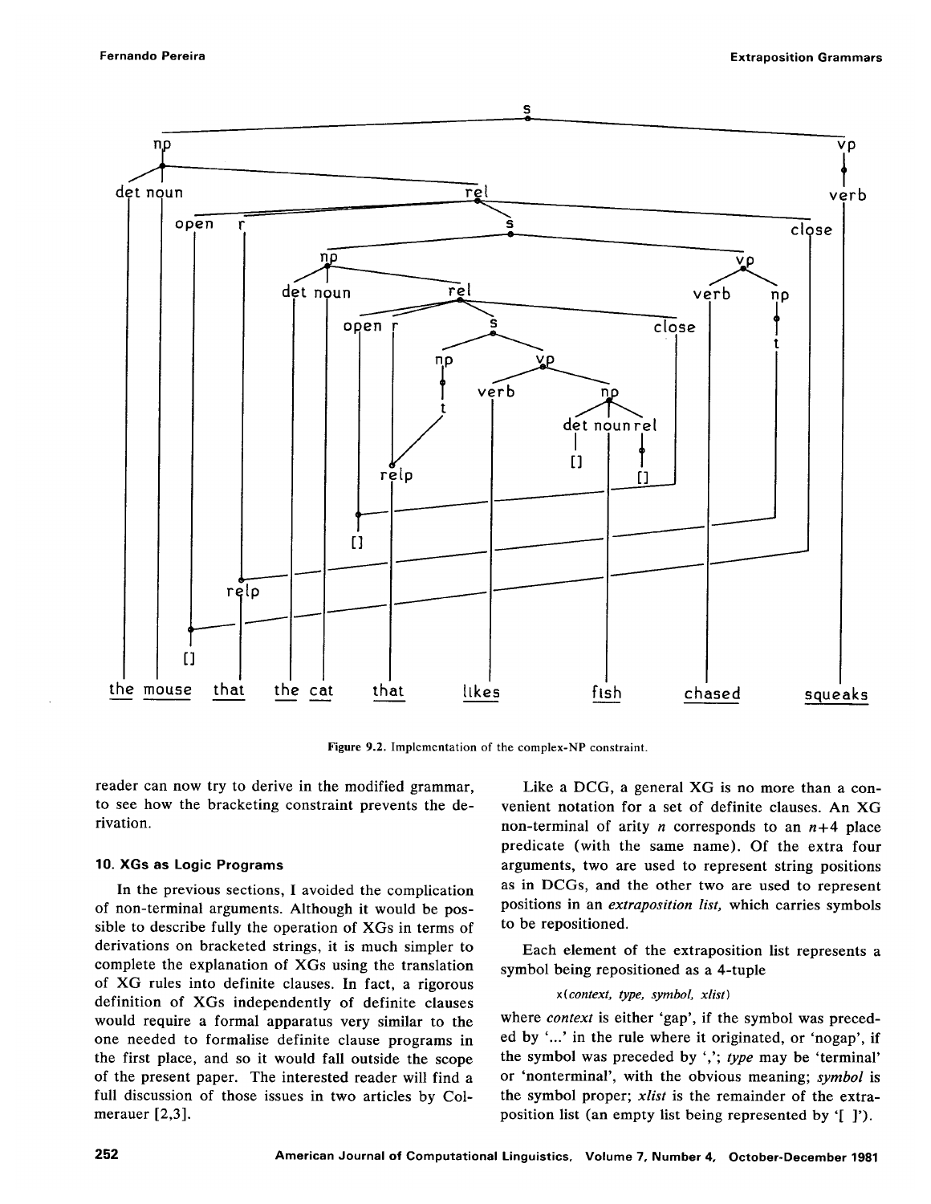Figure 9.2. Implementation of the complex-NP constraint.

reader can now try to derive in the modified grammar, to see how the bracketing constraint prevents the derivation.

### 10. XGs as Logic Programs

In the previous sections, I avoided the complication of non-terminal arguments. Although it would be possible to describe fully the operation of XGs in terms of derivations on bracketed strings, it is much simpler to complete the explanation of XGs using the translation of XG rules into definite clauses. In fact, a rigorous definition of XGs independently of definite clauses would require a formal apparatus very similar to the one needed to formalise definite clause programs in the first place, and so it would fall outside the scope of the present paper. The interested reader will find a full discussion of those issues in two articles by Colmerauer [2,3].

Like a DCG, a general XG is no more than a convenient notation for a set of definite clauses. An XG non-terminal of arity $n$ corresponds to an $n+4$ place predicate (with the same name). Of the extra four arguments, two are used to represent string positions as in DCGs, and the other two are used to represent positions in an *extraposition list*, which carries symbols to be repositioned.

Each element of the extraposition list represents a symbol being repositioned as a 4-tuple

x(*context, type, symbol, xlist*)

where *context* is either 'gap', if the symbol was preceded by '...' in the rule where it originated, or 'nogap', if the symbol was preceded by ','; *type* may be 'terminal' or 'nonterminal', with the obvious meaning; *symbol* is the symbol proper; *xlist* is the remainder of the extraposition list (an empty list being represented by '[ ]').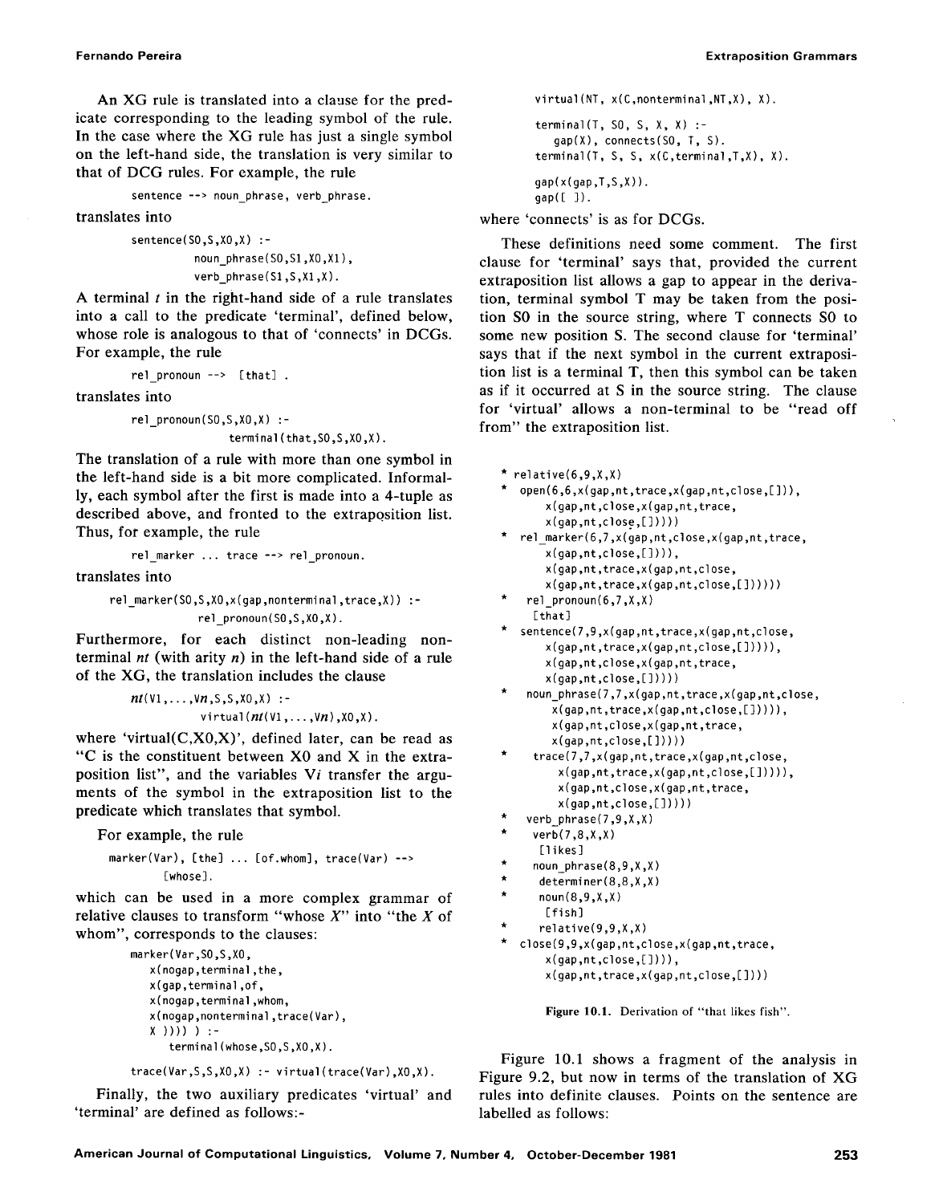An XG rule is translated into a clause for the predicate corresponding to the leading symbol of the rule. In the case where the XG rule has just a single symbol on the left-hand side, the translation is very similar to that of DCG rules. For example, the rule

```
sentence --> noun_phrase, verb_phrase.
```

translates into

```
sentence(S0,S,X0,X) :-
        noun_phrase(S0,S1,X0,X1),
        verb_phrase(S1,S,X1,X).
```

A terminal *t* in the right-hand side of a rule translates into a call to the predicate 'terminal', defined below, whose role is analogous to that of 'connects' in DCGs. For example, the rule

```
rel_pronoun --> [that] .
```

translates into

```
rel_pronoun(S0,S,X0,X) :-
        terminal(that,S0,S,X0,X).
```

The translation of a rule with more than one symbol in the left-hand side is a bit more complicated. Informally, each symbol after the first is made into a 4-tuple as described above, and fronted to the extraposition list. Thus, for example, the rule

```
rel_marker ... trace --> rel_pronoun.
```

translates into

```
rel_marker(S0,S,X0,x(gap,nonterminal,trace,X)) :-
        rel_pronoun(S0,S,X0,X).
```

Furthermore, for each distinct non-leading non-terminal *nt* (with arity *n*) in the left-hand side of a rule of the XG, the translation includes the clause

```
nt(V1,...,Vn,S,S,X0,X) :-
        virtual(nt(V1,...,Vn),X0,X).
```

where 'virtual(C,X0,X)', defined later, can be read as "C is the constituent between X0 and X in the extraposition list", and the variables V*i* transfer the arguments of the symbol in the extraposition list to the predicate which translates that symbol.

For example, the rule

```
marker(Var), [the] ... [of,whom], trace(Var) -->
        [whose].
```

which can be used in a more complex grammar of relative clauses to transform "whose *X*" into "the *X* of whom", corresponds to the clauses:

```
marker(Var,S0,S,X0,
   x(nogap,terminal,the,
   x(gap,terminal,of,
   x(nogap,terminal,whom,
   x(nogap,nonterminal,trace(Var),
   X )))) ) :-
      terminal(whose,S0,S,X0,X).

trace(Var,S,S,X0,X) :- virtual(trace(Var),X0,X).
```

Finally, the two auxiliary predicates 'virtual' and 'terminal' are defined as follows:-

```
virtual(NT, x(C,nonterminal,NT,X), X).

terminal(T, S0, S, X, X) :-
   gap(X), connects(S0, T, S).
terminal(T, S, S, x(C,terminal,T,X), X).

gap(x(gap,T,S,X)).
gap([ ]).
```

where 'connects' is as for DCGs.

These definitions need some comment. The first clause for 'terminal' says that, provided the current extraposition list allows a gap to appear in the derivation, terminal symbol T may be taken from the position S0 in the source string, where T connects S0 to some new position S. The second clause for 'terminal' says that if the next symbol in the current extraposition list is a terminal T, then this symbol can be taken as if it occurred at S in the source string. The clause for 'virtual' allows a non-terminal to be "read off from" the extraposition list.

```
* relative(6,9,X,X)
*  open(6,6,x(gap,nt,trace,x(gap,nt,close,[])),
      x(gap,nt,close,x(gap,nt,trace,
      x(gap,nt,close,[]))))
*  rel_marker(6,7,x(gap,nt,close,x(gap,nt,trace,
      x(gap,nt,close,[]))),
      x(gap,nt,trace,x(gap,nt,close,
      x(gap,nt,trace,x(gap,nt,close,[])))))
*   rel_pronoun(6,7,X,X)
     [that]
*  sentence(7,9,x(gap,nt,trace,x(gap,nt,close,
      x(gap,nt,trace,x(gap,nt,close,[])))),
      x(gap,nt,close,x(gap,nt,trace,
      x(gap,nt,close,[]))))
*   noun_phrase(7,7,x(gap,nt,trace,x(gap,nt,close,
       x(gap,nt,trace,x(gap,nt,close,[])))),
       x(gap,nt,close,x(gap,nt,trace,
       x(gap,nt,close,[]))))
*    trace(7,7,x(gap,nt,trace,x(gap,nt,close,
        x(gap,nt,trace,x(gap,nt,close,[])))),
        x(gap,nt,close,x(gap,nt,trace,
        x(gap,nt,close,[]))))
*   verb_phrase(7,9,X,X)
*    verb(7,8,X,X)
      [likes]
*    noun_phrase(8,9,X,X)
*     determiner(8,8,X,X)
*     noun(8,9,X,X)
       [fish]
*     relative(9,9,X,X)
*  close(9,9,x(gap,nt,close,x(gap,nt,trace,
      x(gap,nt,close,[]))),
      x(gap,nt,trace,x(gap,nt,close,[])))
```

**Figure 10.1.** Derivation of "that likes fish".

Figure 10.1 shows a fragment of the analysis in Figure 9.2, but now in terms of the translation of XG rules into definite clauses. Points on the sentence are labelled as follows: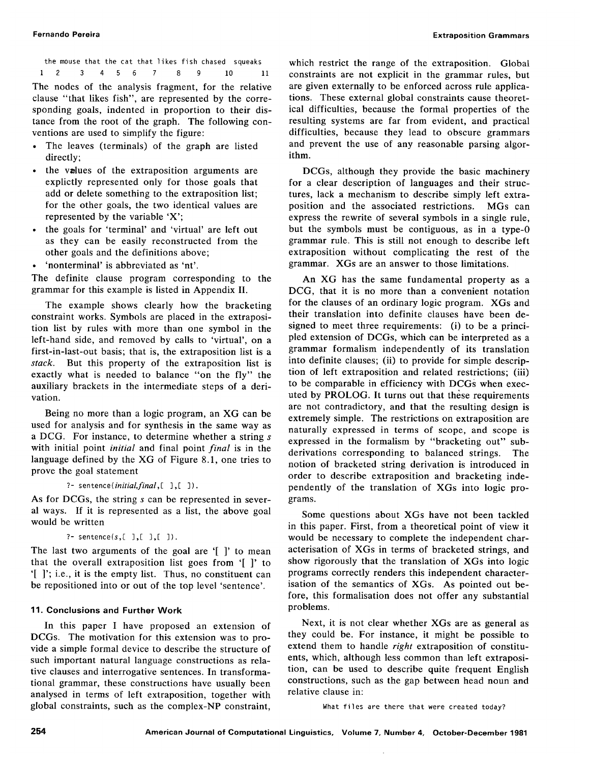```
the mouse that the cat that likes fish chased  squeaks
1   2     3    4   5   6    7     8    9      10     11
```

The nodes of the analysis fragment, for the relative clause "that likes fish", are represented by the corresponding goals, indented in proportion to their distance from the root of the graph. The following conventions are used to simplify the figure:

- The leaves (terminals) of the graph are listed directly;
- the values of the extraposition arguments are explictly represented only for those goals that add or delete something to the extraposition list; for the other goals, the two identical values are represented by the variable 'X';
- the goals for 'terminal' and 'virtual' are left out as they can be easily reconstructed from the other goals and the definitions above;
- 'nonterminal' is abbreviated as 'nt'.

The definite clause program corresponding to the grammar for this example is listed in Appendix II.

The example shows clearly how the bracketing constraint works. Symbols are placed in the extraposition list by rules with more than one symbol in the left-hand side, and removed by calls to 'virtual', on a first-in-last-out basis; that is, the extraposition list is a *stack*. But this property of the extraposition list is exactly what is needed to balance "on the fly" the auxiliary brackets in the intermediate steps of a derivation.

Being no more than a logic program, an XG can be used for analysis and for synthesis in the same way as a DCG. For instance, to determine whether a string *s* with initial point *initial* and final point *final* is in the language defined by the XG of Figure 8.1, one tries to prove the goal statement

```
?- sentence(initial,final,[ ],[ ]).
```

As for DCGs, the string *s* can be represented in several ways. If it is represented as a list, the above goal would be written

```
?- sentence(s,[ ],[ ],[ ]).
```

The last two arguments of the goal are '[ ]' to mean that the overall extraposition list goes from '[ ]' to '[ ]'; i.e., it is the empty list. Thus, no constituent can be repositioned into or out of the top level 'sentence'.

## 11. Conclusions and Further Work

In this paper I have proposed an extension of DCGs. The motivation for this extension was to provide a simple formal device to describe the structure of such important natural language constructions as relative clauses and interrogative sentences. In transformational grammar, these constructions have usually been analysed in terms of left extraposition, together with global constraints, such as the complex-NP constraint, which restrict the range of the extraposition. Global constraints are not explicit in the grammar rules, but are given externally to be enforced across rule applications. These external global constraints cause theoretical difficulties, because the formal properties of the resulting systems are far from evident, and practical difficulties, because they lead to obscure grammars and prevent the use of any reasonable parsing algorithm.

DCGs, although they provide the basic machinery for a clear description of languages and their structures, lack a mechanism to describe simply left extraposition and the associated restrictions. MGs can express the rewrite of several symbols in a single rule, but the symbols must be contiguous, as in a type-0 grammar rule. This is still not enough to describe left extraposition without complicating the rest of the grammar. XGs are an answer to those limitations.

An XG has the same fundamental property as a DCG, that it is no more than a convenient notation for the clauses of an ordinary logic program. XGs and their translation into definite clauses have been designed to meet three requirements: (i) to be a principled extension of DCGs, which can be interpreted as a grammar formalism independently of its translation into definite clauses; (ii) to provide for simple description of left extraposition and related restrictions; (iii) to be comparable in efficiency with DCGs when executed by PROLOG. It turns out that these requirements are not contradictory, and that the resulting design is extremely simple. The restrictions on extraposition are naturally expressed in terms of scope, and scope is expressed in the formalism by "bracketing out" subderivations corresponding to balanced strings. The notion of bracketed string derivation is introduced in order to describe extraposition and bracketing independently of the translation of XGs into logic programs.

Some questions about XGs have not been tackled in this paper. First, from a theoretical point of view it would be necessary to complete the independent characterisation of XGs in terms of bracketed strings, and show rigorously that the translation of XGs into logic programs correctly renders this independent characterisation of the semantics of XGs. As pointed out before, this formalisation does not offer any substantial problems.

Next, it is not clear whether XGs are as general as they could be. For instance, it might be possible to extend them to handle *right* extraposition of constituents, which, although less common than left extraposition, can be used to describe quite frequent English constructions, such as the gap between head noun and relative clause in:

```
What files are there that were created today?
```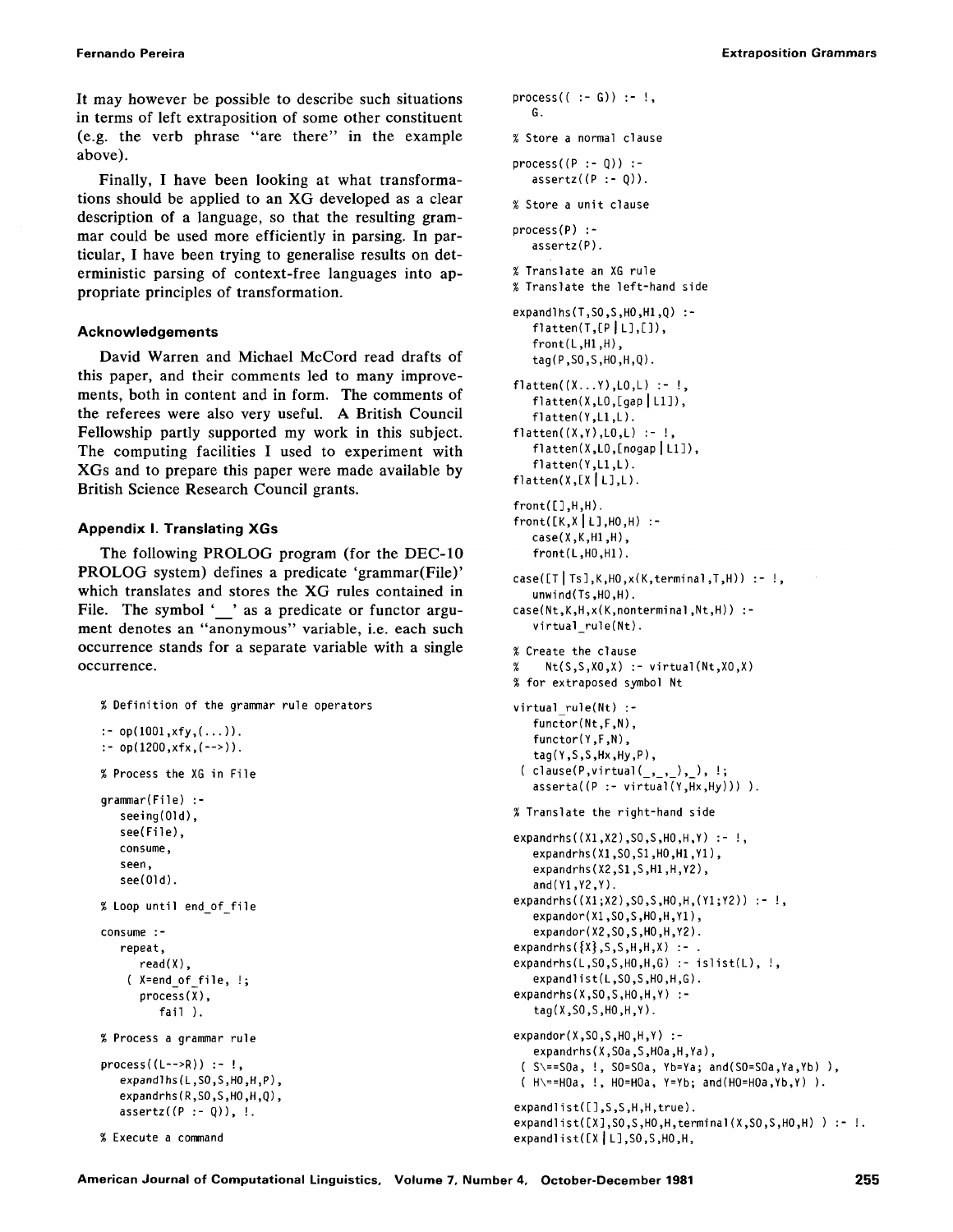It may however be possible to describe such situations in terms of left extraposition of some other constituent (e.g. the verb phrase "are there" in the example above).

Finally, I have been looking at what transformations should be applied to an XG developed as a clear description of a language, so that the resulting grammar could be used more efficiently in parsing. In particular, I have been trying to generalise results on deterministic parsing of context-free languages into appropriate principles of transformation.

### Acknowledgements

David Warren and Michael McCord read drafts of this paper, and their comments led to many improvements, both in content and in form. The comments of the referees were also very useful. A British Council Fellowship partly supported my work in this subject. The computing facilities I used to experiment with XGs and to prepare this paper were made available by British Science Research Council grants.

### Appendix I. Translating XGs

The following PROLOG program (for the DEC-10 PROLOG system) defines a predicate 'grammar(File)' which translates and stores the XG rules contained in File. The symbol '_' as a predicate or functor argument denotes an "anonymous" variable, i.e. each such occurrence stands for a separate variable with a single occurrence.

```
% Definition of the grammar rule operators

:- op(1001,xfy,(...)).
:- op(1200,xfx,(-->)).

% Process the XG in File

grammar(File) :-
   seeing(Old),
   see(File),
   consume,
   seen,
   see(Old).

% Loop until end_of_file

consume :-
   repeat,
     read(X),
    ( X=end_of_file, !;
      process(X),
        fail ).

% Process a grammar rule

process((L-->R)) :- !,
   expandlhs(L,S0,S,H0,H,P),
   expandrhs(R,S0,S,H0,H,Q),
   assertz((P :- Q)), !.

% Execute a command

process(( :- G)) :- !,
   G.

% Store a normal clause

process((P :- Q)) :-
   assertz((P :- Q)).

% Store a unit clause

process(P) :-
   assertz(P).

% Translate an XG rule
% Translate the left-hand side

expandlhs(T,S0,S,H0,H1,Q) :-
   flatten(T,[P|L],[]),
   front(L,H1,H),
   tag(P,S0,S,H0,H,Q).

flatten((X...Y),L0,L) :- !,
   flatten(X,L0,[gap|L1]),
   flatten(Y,L1,L).
flatten((X,Y),L0,L) :- !,
   flatten(X,L0,[nogap|L1]),
   flatten(Y,L1,L).
flatten(X,[X|L],L).

front([],H,H).
front([K,X|L],H0,H) :-
   case(X,K,H1,H),
   front(L,H0,H1).

case([T|Ts],K,H0,x(K,terminal,T,H)) :- !,
   unwind(Ts,H0,H).
case(Nt,K,H,x(K,nonterminal,Nt,H)) :-
   virtual_rule(Nt).

% Create the clause
%    Nt(S,S,X0,X) :- virtual(Nt,X0,X)
% for extraposed symbol Nt

virtual_rule(Nt) :-
   functor(Nt,F,N),
   functor(Y,F,N),
   tag(Y,S,S,Hx,Hy,P),
 ( clause(P,virtual(_,_,_),_), !;
   asserta((P :- virtual(Y,Hx,Hy))) ).

% Translate the right-hand side

expandrhs((X1,X2),S0,S,H0,H,Y) :- !,
   expandrhs(X1,S0,S1,H0,H1,Y1),
   expandrhs(X2,S1,S,H1,H,Y2),
   and(Y1,Y2,Y).
expandrhs((X1;X2),S0,S,H0,H,(Y1;Y2)) :- !,
   expandor(X1,S0,S,H0,H,Y1),
   expandor(X2,S0,S,H0,H,Y2).
expandrhs({X},S,S,H,H,X) :- .
expandrhs(L,S0,S,H0,H,G) :- islist(L), !,
   expandlist(L,S0,S,H0,H,G).
expandrhs(X,S0,S,H0,H,Y) :-
   tag(X,S0,S,H0,H,Y).

expandor(X,S0,S,H0,H,Y) :-
   expandrhs(X,S0a,S,H0a,H,Ya),
 ( S\==S0a, !, S0=S0a, Yb=Ya; and(S0=S0a,Ya,Yb) ),
 ( H\==H0a, !, H0=H0a, Y=Yb; and(H0=H0a,Yb,Y) ).

expandlist([],S,S,H,H,true).
expandlist([X],S0,S,H0,H,terminal(X,S0,S,H0,H) ) :- !.
expandlist([X|L],S0,S,H0,H,
```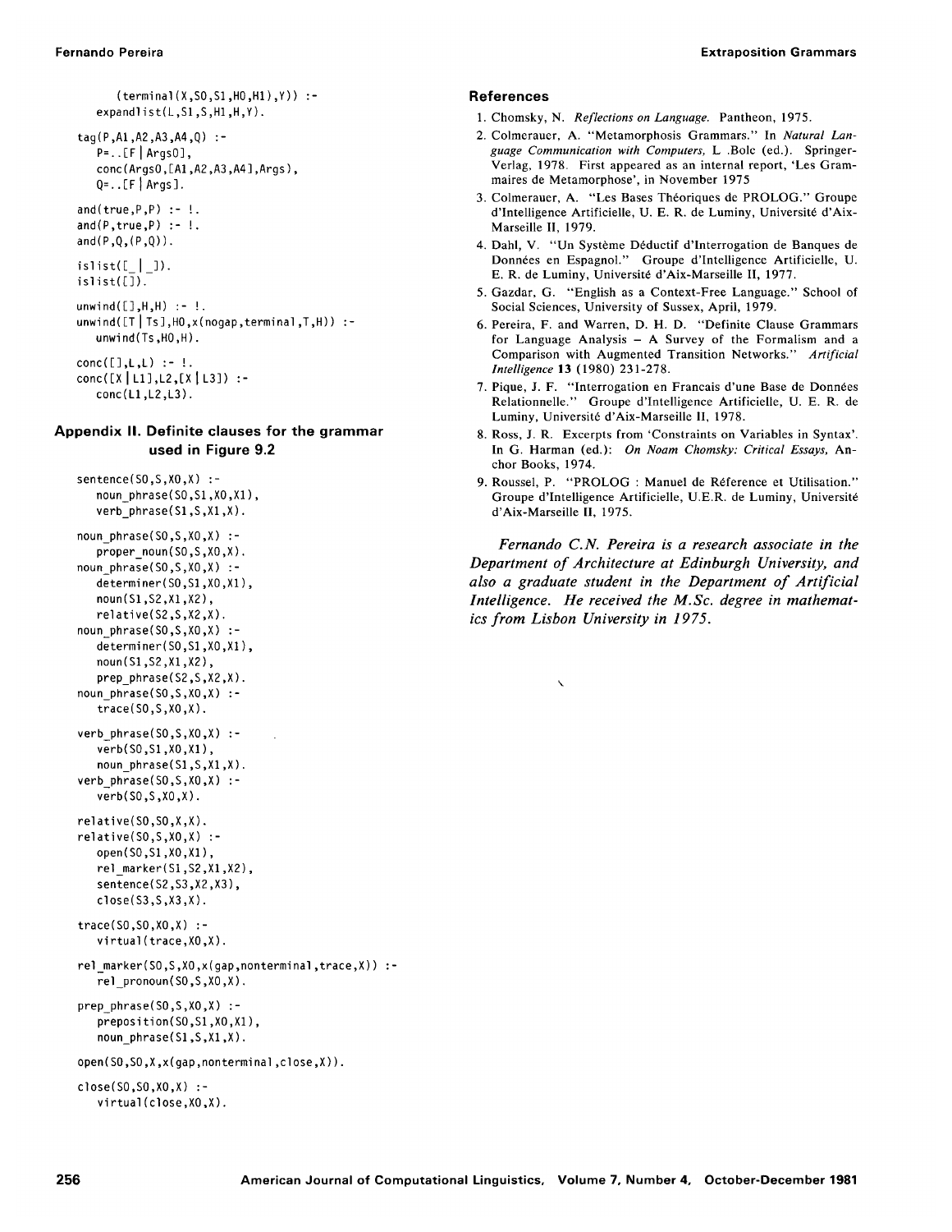```
      (terminal(X,S0,S1,H0,H1),Y)) :-
   expandlist(L,S1,S,H1,H,Y).

tag(P,A1,A2,A3,A4,Q) :-
   P=..[F|Args0],
   conc(Args0,[A1,A2,A3,A4],Args),
   Q=..[F|Args].

and(true,P,P) :- !.
and(P,true,P) :- !.
and(P,Q,(P,Q)).

islist([_|_]).
islist([]).

unwind([],H,H) :- !.
unwind([T|Ts],H0,x(nogap,terminal,T,H)) :-
   unwind(Ts,H0,H).

conc([],L,L) :- !.
conc([X|L1],L2,[X|L3]) :-
   conc(L1,L2,L3).
```

## Appendix II. Definite clauses for the grammar used in Figure 9.2

```
sentence(S0,S,X0,X) :-
   noun_phrase(S0,S1,X0,X1),
   verb_phrase(S1,S,X1,X).

noun_phrase(S0,S,X0,X) :-
   proper_noun(S0,S,X0,X).
noun_phrase(S0,S,X0,X) :-
   determiner(S0,S1,X0,X1),
   noun(S1,S2,X1,X2),
   relative(S2,S,X2,X).
noun_phrase(S0,S,X0,X) :-
   determiner(S0,S1,X0,X1),
   noun(S1,S2,X1,X2),
   prep_phrase(S2,S,X2,X).
noun_phrase(S0,S,X0,X) :-
   trace(S0,S,X0,X).

verb_phrase(S0,S,X0,X) :-
   verb(S0,S1,X0,X1),
   noun_phrase(S1,S,X1,X).
verb_phrase(S0,S,X0,X) :-
   verb(S0,S,X0,X).

relative(S0,S0,X,X).
relative(S0,S,X0,X) :-
   open(S0,S1,X0,X1),
   rel_marker(S1,S2,X1,X2),
   sentence(S2,S3,X2,X3),
   close(S3,S,X3,X).

trace(S0,S0,X0,X) :-
   virtual(trace,X0,X).

rel_marker(S0,S,X0,x(gap,nonterminal,trace,X)) :-
   rel_pronoun(S0,S,X0,X).

prep_phrase(S0,S,X0,X) :-
   preposition(S0,S1,X0,X1),
   noun_phrase(S1,S,X1,X).

open(S0,S0,X,x(gap,nonterminal,close,X)).

close(S0,S0,X0,X) :-
   virtual(close,X0,X).
```

## References

1. Chomsky, N. *Reflections on Language.* Pantheon, 1975.
2. Colmerauer, A. "Metamorphosis Grammars." In *Natural Language Communication with Computers,* L .Bolc (ed.). Springer-Verlag, 1978. First appeared as an internal report, 'Les Grammaires de Metamorphose', in November 1975
3. Colmerauer, A. "Les Bases Théoriques de PROLOG." Groupe d'Intelligence Artificielle, U. E. R. de Luminy, Université d'Aix-Marseille II, 1979.
4. Dahl, V. "Un Système Déductif d'Interrogation de Banques de Données en Espagnol." Groupe d'Intelligence Artificielle, U. E. R. de Luminy, Université d'Aix-Marseille II, 1977.
5. Gazdar, G. "English as a Context-Free Language." School of Social Sciences, University of Sussex, April, 1979.
6. Pereira, F. and Warren, D. H. D. "Definite Clause Grammars for Language Analysis – A Survey of the Formalism and a Comparison with Augmented Transition Networks." *Artificial Intelligence* **13** (1980) 231-278.
7. Pique, J. F. "Interrogation en Francais d'une Base de Données Relationnelle." Groupe d'Intelligence Artificielle, U. E. R. de Luminy, Université d'Aix-Marseille II, 1978.
8. Ross, J. R. Excerpts from 'Constraints on Variables in Syntax'. In G. Harman (ed.): *On Noam Chomsky: Critical Essays,* Anchor Books, 1974.
9. Roussel, P. "PROLOG : Manuel de Réference et Utilisation." Groupe d'Intelligence Artificielle, U.E.R. de Luminy, Université d'Aix-Marseille II, 1975.

*Fernando C.N. Pereira is a research associate in the Department of Architecture at Edinburgh University, and also a graduate student in the Department of Artificial Intelligence. He received the M.Sc. degree in mathematics from Lisbon University in 1975.*